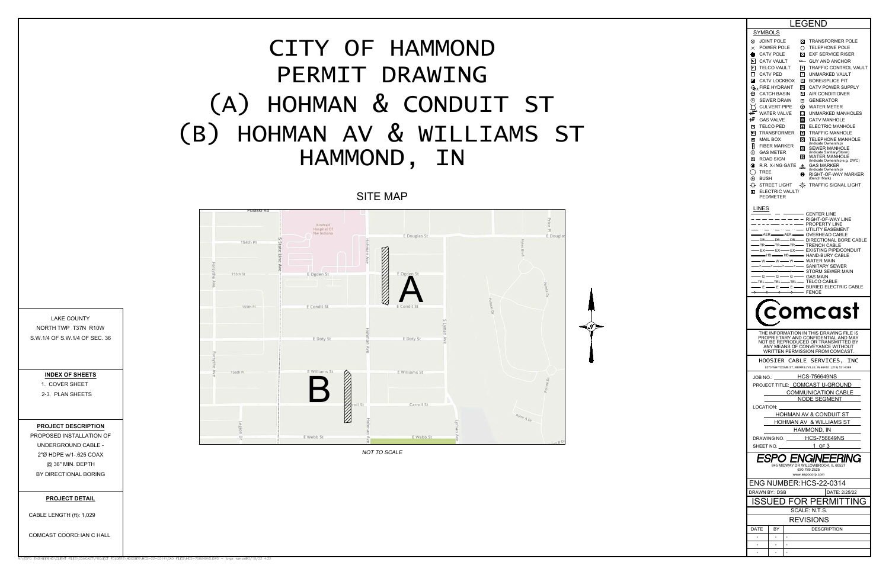# CITY OF HAMMOND
# PERMIT DRAWING
# (A) HOHMAN & CONDUIT ST
# (B) HOHMAN AV & WILLIAMS ST
# HAMMOND, IN

## SITE MAP

*NOT TO SCALE*

LAKE COUNTY
NORTH TWP T37N R10W
S.W.1/4 OF S.W.1/4 OF SEC. 36

**INDEX OF SHEETS**

1. COVER SHEET
2-3. PLAN SHEETS

**PROJECT DESCRIPTION**

PROPOSED INSTALLATION OF UNDERGROUND CABLE - 2"Ø HDPE w/1-.625 COAX @ 36" MIN. DEPTH BY DIRECTIONAL BORING

**PROJECT DETAIL**

CABLE LENGTH (ft): 1,029

COMCAST COORD: IAN C HALL

## LEGEND

### SYMBOLS

- JOINT POLE
- POWER POLE
- CATV POLE
- CATV VAULT
- TELCO VAULT
- CATV PED
- CATV LOCKBOX
- FIRE HYDRANT
- CATCH BASIN
- SEWER DRAIN
- CULVERT PIPE
- WATER VALVE
- GAS VALVE
- TELCO PED
- TRANSFORMER
- MAIL BOX
- FIBER MARKER
- GAS METER
- ROAD SIGN
- R.R. X-ING GATE
- TREE
- BUSH
- STREET LIGHT
- ELECTRIC VAULT/ PED/METER
- TRANSFORMER POLE
- TELEPHONE POLE
- EXF SERVICE RISER
- GUY AND ANCHOR
- TRAFFIC CONTROL VAULT
- UNMARKED VAULT
- BORE/SPLICE PIT
- CATV POWER SUPPLY
- AIR CONDITIONER
- GENERATOR
- WATER METER
- UNMARKED MANHOLES
- CATV MANHOLE
- ELECTRIC MANHOLE
- TRAFFIC MANHOLE
- TELEPHONE MANHOLE (Indicate Ownership)
- SEWER MANHOLE (Indicate Sanitary/Storm)
- WATER MANHOLE (Indicate Ownership e.g. DWC)
- GAS MARKER (Indicate Ownership)
- RIGHT-OF-WAY MARKER (Bench Mark)
- TRAFFIC SIGNAL LIGHT

### LINES

- CENTER LINE
- RIGHT-OF-WAY LINE
- PROPERTY LINE
- UTILITY EASEMENT
- AER — OVERHEAD CABLE
- DB — DIRECTIONAL BORE CABLE
- TR — TRENCH CABLE
- EX — EXISTING PIPE/CONDUIT
- HB — HAND-BURY CABLE
- W — WATER MAIN
- SANITARY SEWER
- STORM SEWER MAIN
- G — GAS MAIN
- TEL — TELCO CABLE
- E — BURIED ELECTRIC CABLE
- FENCE

**comcast**

THE INFORMATION IN THIS DRAWING FILE IS PROPRIETARY AND CONFIDENTIAL AND MAY NOT BE REPRODUCED OR TRANSMITTED BY ANY MEANS OF CONVEYANCE WITHOUT WRITTEN PERMISSION FROM COMCAST.

HOOSIER CABLE SERVICES, INC
8270 WHITCOMB ST, MERRILLVILLE, IN 46410 ; (219) 531-9369

JOB NO.: HCS-756649NS
PROJECT TITLE: COMCAST U-GROUND COMMUNICATION CABLE NODE SEGMENT
LOCATION: HOHMAN AV & CONDUIT ST
HOHMAN AV & WILLIAMS ST
HAMMOND, IN
DRAWING NO. HCS-756649NS
SHEET NO. 1 OF 3

**ESPO ENGINEERING**
845 MIDWAY DR WILLOWBROOK, IL 60527
630.789.2525
www.espocorp.com

ENG NUMBER: HCS-22-0314
DRAWN BY: DSB | DATE: 2/25/22

**ISSUED FOR PERMITTING**

SCALE: N.T.S.

| REVISIONS | | |
|---|---|---|
| DATE | BY | DESCRIPTION |
| - | - | - |
| - | - | - |
| - | - | - |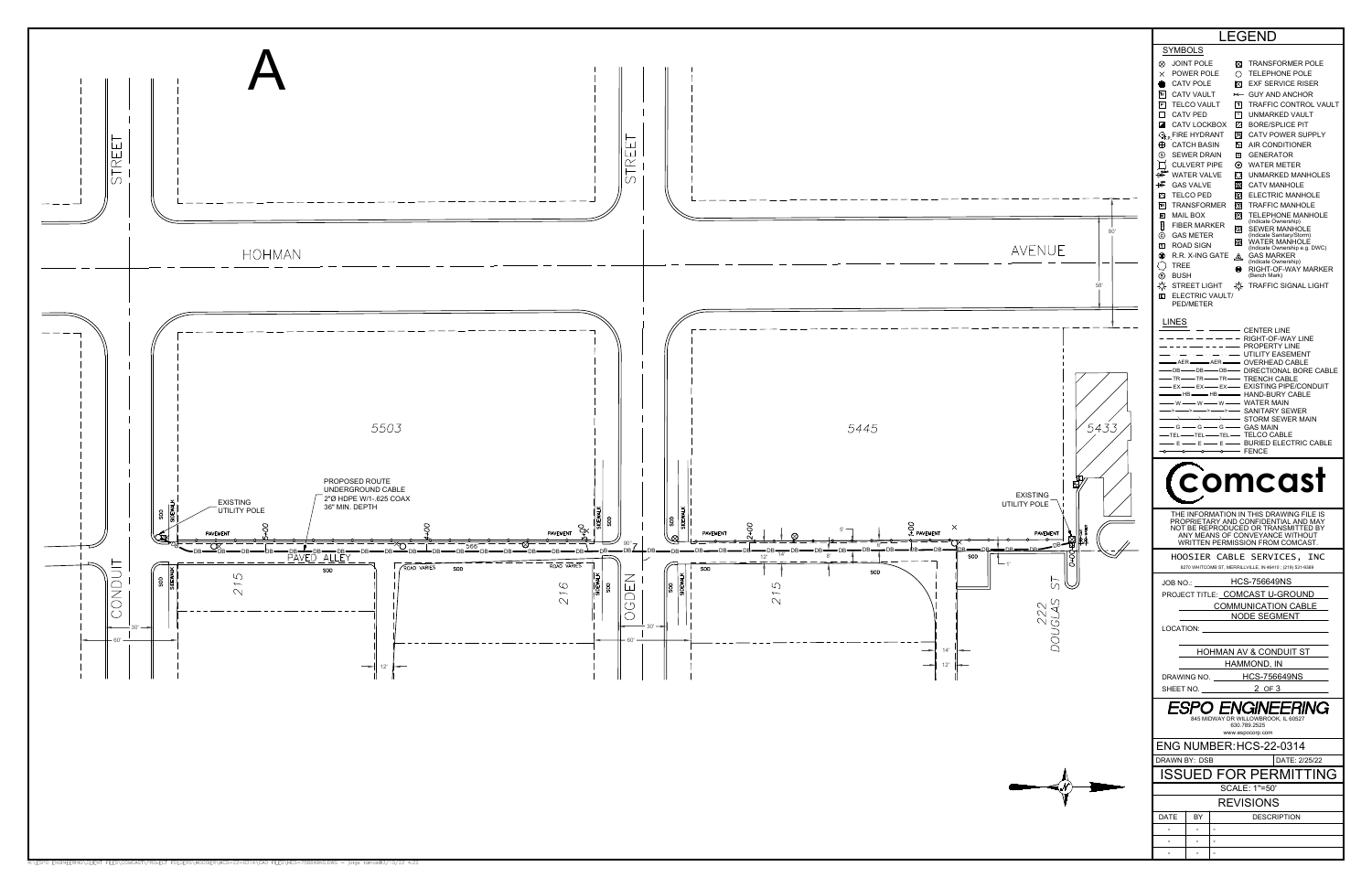# A

STREET

STREET

HOHMAN

AVENUE

80'

58'

5503

5445

5433

PROPOSED ROUTE
UNDERGROUND CABLE
2"Ø HDPE W/1-.625 COAX
36" MIN. DEPTH

EXISTING
UTILITY POLE

EXISTING
UTILITY POLE

SOD SIDEWALK PAVEMENT 5+00 4+00 PAVEMENT 3+00 PAVEMENT 2+00 1+00 PAVEMENT 0+00

PAVED ALLEY

ROAD VARIES SOD ROAD VARIES SOD

215 216 215

CONDUIT

OGDEN

222 DOUGLAS ST

30' 80' 30' 80' 12' 12' 14' 12' 8' 5' 1'

## LEGEND

### SYMBOLS

- JOINT POLE
- POWER POLE
- CATV POLE
- CATV VAULT
- TELCO VAULT
- CATV PED
- CATV LOCKBOX
- FIRE HYDRANT
- CATCH BASIN
- SEWER DRAIN
- CULVERT PIPE
- WATER VALVE
- GAS VALVE
- TELCO PED
- TRANSFORMER
- MAIL BOX
- FIBER MARKER
- GAS METER
- ROAD SIGN
- R.R. X-ING GATE
- TREE
- BUSH
- STREET LIGHT
- ELECTRIC VAULT/ PEDMETER
- TRANSFORMER POLE
- TELEPHONE POLE
- EXF SERVICE RISER
- GUY AND ANCHOR
- TRAFFIC CONTROL VAULT
- UNMARKED VAULT
- BORE/SPLICE PIT
- CATV POWER SUPPLY
- AIR CONDITIONER
- GENERATOR
- WATER METER
- UNMARKED MANHOLES
- CATV MANHOLE
- ELECTRIC MANHOLE
- TRAFFIC MANHOLE
- TELEPHONE MANHOLE (Indicate Ownership)
- SEWER MANHOLE (Indicate Sanitary/Storm)
- WATER MANHOLE (Indicate Ownership e.g. DWC)
- GAS MARKER (Indicate Ownership)
- RIGHT-OF-WAY MARKER (Bench Mark)
- TRAFFIC SIGNAL LIGHT

### LINES

- CENTER LINE
- RIGHT-OF-WAY LINE
- PROPERTY LINE
- UTILITY EASEMENT
- AER — OVERHEAD CABLE
- DB — DIRECTIONAL BORE CABLE
- TR — TRENCH CABLE
- EX — EXISTING PIPE/CONDUIT
- HB — HAND-BURY CABLE
- W — WATER MAIN
- SANITARY SEWER
- STORM SEWER MAIN
- G — GAS MAIN
- TEL — TELCO CABLE
- E — BURIED ELECTRIC CABLE
- FENCE

**comcast**

THE INFORMATION IN THIS DRAWING FILE IS PROPRIETARY AND CONFIDENTIAL AND MAY NOT BE REPRODUCED OR TRANSMITTED BY ANY MEANS OF CONVEYANCE WITHOUT WRITTEN PERMISSION FROM COMCAST.

HOOSIER CABLE SERVICES, INC
8270 WHITCOMB ST, MERRILLVILLE, IN 46410 | (219) 531-9369

JOB NO.: HCS-756649NS

PROJECT TITLE: COMCAST U-GROUND COMMUNICATION CABLE NODE SEGMENT

LOCATION: HOHMAN AV & CONDUIT ST HAMMOND, IN

DRAWING NO. HCS-756649NS

SHEET NO. 2 OF 3

**ESPO ENGINEERING**
845 MIDWAY DR WILLOWBROOK, IL 60527
630.789.2525
www.espocorp.com

ENG NUMBER: HCS-22-0314

DRAWN BY: DSB DATE: 2/25/22

ISSUED FOR PERMITTING

SCALE: 1"=50'

REVISIONS

| DATE | BY | DESCRIPTION |
|---|---|---|
| - | - | - |
| - | - | - |
| - | - | - |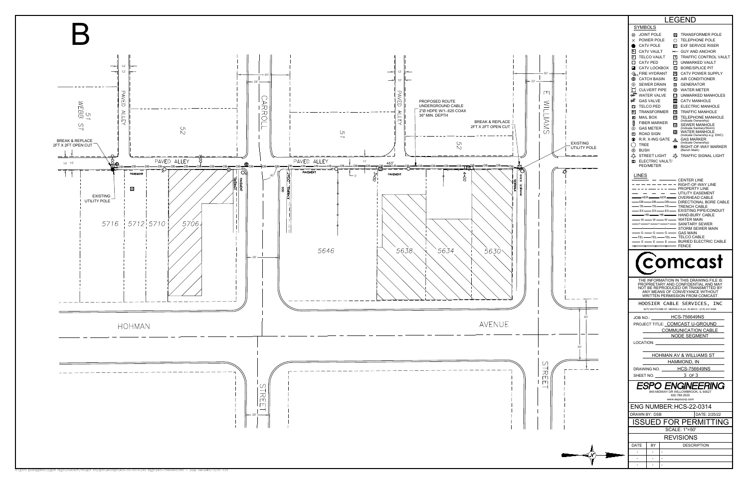# B

51 WEBB ST

BREAK & REPLACE 2FT X 2FT OPEN CUT

EXISTING UTILITY POLE

PAVED ALLEY

CARROLL

PAVED ALLEY

PROPOSED ROUTE UNDERGROUND CABLE 2"Ø HDPE W/1-.625 COAX 36" MIN. DEPTH

BREAK & REPLACE 2FT X 2FT OPEN CUT

E WILLIAMS

EXISTING UTILITY POLE

52

51

52

PAVED ALLEY

PAVED ALLEY

PAVEMENT

PAVEMENT

PAVEMENT

SIDEWALK

BRICK SIDEWALK

453'

5716

5712

5710

5706

5646

5638

5634

5630

HOHMAN

AVENUE

STREET

STREET

14' 12' 14' 15' 28' 60' 12' 10' 60' 32' 11' 3' 90° 38' 80' 60' 28'

## LEGEND

### SYMBOLS

- JOINT POLE
- POWER POLE
- CATV POLE
- CATV VAULT
- TELCO VAULT
- CATV PED
- CATV LOCKBOX
- FIRE HYDRANT
- CATCH BASIN
- SEWER DRAIN
- CULVERT PIPE
- WATER VALVE
- GAS VALVE
- TELCO PED
- TRANSFORMER
- MAIL BOX
- FIBER MARKER
- GAS METER
- ROAD SIGN
- R.R. X-ING GATE
- TREE
- BUSH
- STREET LIGHT
- ELECTRIC VAULT/ PEDMETER
- TRANSFORMER POLE
- TELEPHONE POLE
- EXF SERVICE RISER
- GUY AND ANCHOR
- TRAFFIC CONTROL VAULT
- UNMARKED VAULT
- BORE/SPLICE PIT
- CATV POWER SUPPLY
- AIR CONDITIONER
- GENERATOR
- WATER METER
- UNMARKED MANHOLES
- CATV MANHOLE
- ELECTRIC MANHOLE
- TRAFFIC MANHOLE
- TELEPHONE MANHOLE (Indicate Ownership)
- SEWER MANHOLE (Indicate Sanitary/Storm)
- WATER MANHOLE (Indicate Ownership e.g. DWC)
- GAS MARKER (Indicate Ownership)
- RIGHT-OF-WAY MARKER (Bench Mark)
- TRAFFIC SIGNAL LIGHT

### LINES

- CENTER LINE
- RIGHT-OF-WAY LINE
- PROPERTY LINE
- UTILITY EASEMENT
- AER — OVERHEAD CABLE
- DB — DIRECTIONAL BORE CABLE
- TR — TRENCH CABLE
- EX — EXISTING PIPE/CONDUIT
- HB — HAND-BURY CABLE
- W — WATER MAIN
- SANITARY SEWER
- STORM SEWER MAIN
- G — GAS MAIN
- TEL — TELCO CABLE
- E — BURIED ELECTRIC CABLE
- FENCE

**comcast**

THE INFORMATION IN THIS DRAWING FILE IS PROPRIETARY AND CONFIDENTIAL AND MAY NOT BE REPRODUCED OR TRANSMITTED BY ANY MEANS OF CONVEYANCE WITHOUT WRITTEN PERMISSION FROM COMCAST.

HOOSIER CABLE SERVICES, INC

8270 WHITCOMB ST, MERRILLVILLE, IN 46410 ; (219) 531-6089

JOB NO.: HCS-756649NS

PROJECT TITLE: COMCAST U-GROUND COMMUNICATION CABLE NODE SEGMENT

LOCATION: HOHMAN AV & WILLIAMS ST HAMMOND, IN

DRAWING NO. HCS-756649NS

SHEET NO. 3 OF 3

**ESPO ENGINEERING**

845 MIDWAY DR WILLOWBROOK, IL 60527
630.789.2525
www.espocorp.com

ENG NUMBER: HCS-22-0314

DRAWN BY: DSB | DATE: 2/25/22

ISSUED FOR PERMITTING

SCALE: 1"=50'

REVISIONS

| DATE | BY | DESCRIPTION |
|---|---|---|
| - | - | - |
| - | - | - |
| - | - | - |

N:\ESPO ENGINEERING\CLIENT FILES\COMCAST\PROJECT FOLDERS\HOOSIER\HCS-22-0314\CAD FILES\HCS-756649NS.DWG -- (large itemsa8)3/10/22 4:22